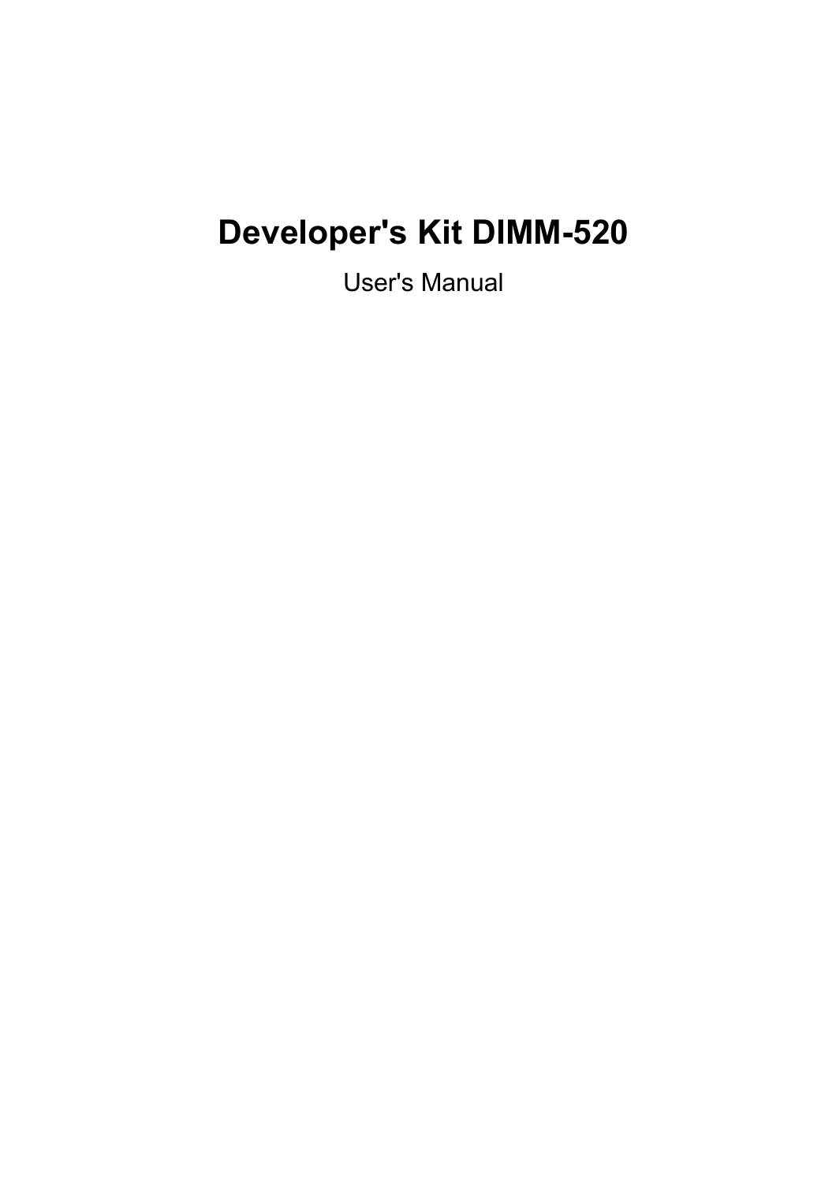# Developer's Kit DIMM-520

User's Manual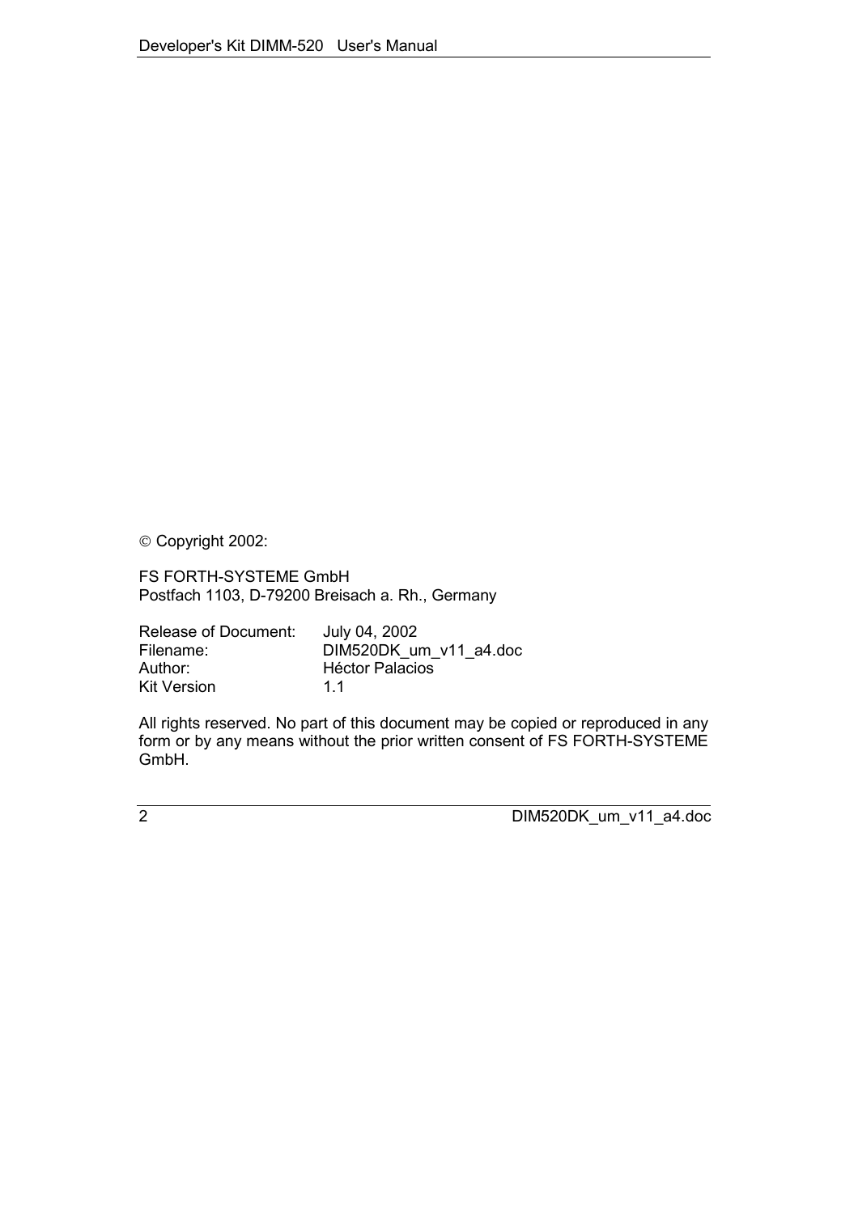© Copyright 2002:

FS FORTH-SYSTEME GmbH
Postfach 1103, D-79200 Breisach a. Rh., Germany

| | |
|---|---|
| Release of Document: | July 04, 2002 |
| Filename: | DIM520DK_um_v11_a4.doc |
| Author: | Héctor Palacios |
| Kit Version | 1.1 |

All rights reserved. No part of this document may be copied or reproduced in any form or by any means without the prior written consent of FS FORTH-SYSTEME GmbH.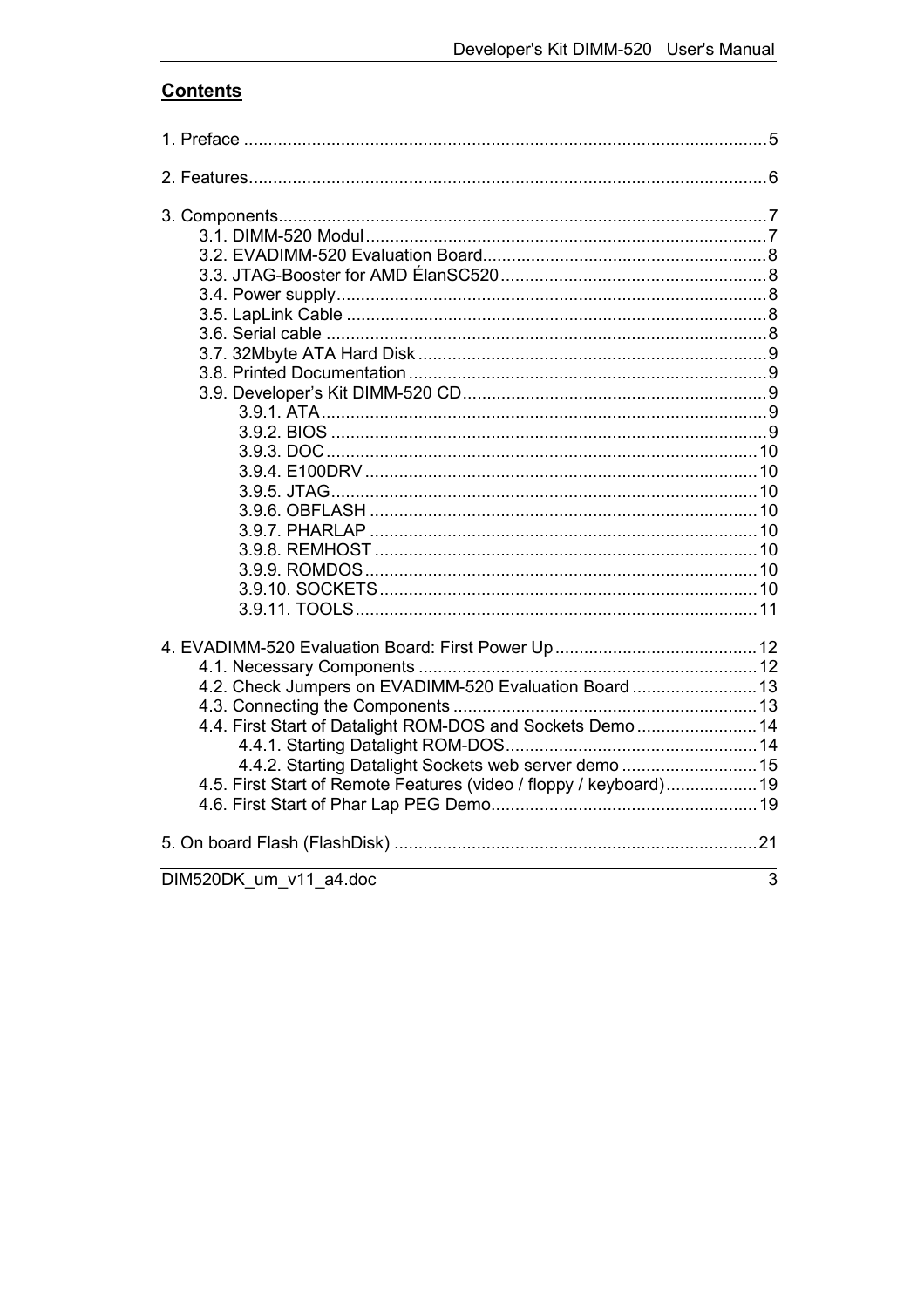## Contents

1. Preface ..........................................................................................................5

2. Features..........................................................................................................6

3. Components....................................................................................................7
   - 3.1. DIMM-520 Modul ..................................................................................7
   - 3.2. EVADIMM-520 Evaluation Board..........................................................8
   - 3.3. JTAG-Booster for AMD ÉlanSC520.......................................................8
   - 3.4. Power supply........................................................................................8
   - 3.5. LapLink Cable ......................................................................................8
   - 3.6. Serial cable ..........................................................................................8
   - 3.7. 32Mbyte ATA Hard Disk .......................................................................9
   - 3.8. Printed Documentation .........................................................................9
   - 3.9. Developer's Kit DIMM-520 CD..............................................................9
     - 3.9.1. ATA...........................................................................................9
     - 3.9.2. BIOS .........................................................................................9
     - 3.9.3. DOC........................................................................................10
     - 3.9.4. E100DRV ................................................................................10
     - 3.9.5. JTAG.......................................................................................10
     - 3.9.6. OBFLASH ...............................................................................10
     - 3.9.7. PHARLAP ...............................................................................10
     - 3.9.8. REMHOST ..............................................................................10
     - 3.9.9. ROMDOS ................................................................................10
     - 3.9.10. SOCKETS .............................................................................10
     - 3.9.11. TOOLS..................................................................................11

4. EVADIMM-520 Evaluation Board: First Power Up..........................................12
   - 4.1. Necessary Components .....................................................................12
   - 4.2. Check Jumpers on EVADIMM-520 Evaluation Board ..........................13
   - 4.3. Connecting the Components ..............................................................13
   - 4.4. First Start of Datalight ROM-DOS and Sockets Demo .........................14
     - 4.4.1. Starting Datalight ROM-DOS...................................................14
     - 4.4.2. Starting Datalight Sockets web server demo ............................15
   - 4.5. First Start of Remote Features (video / floppy / keyboard)...................19
   - 4.6. First Start of Phar Lap PEG Demo.......................................................19

5. On board Flash (FlashDisk) ..........................................................................21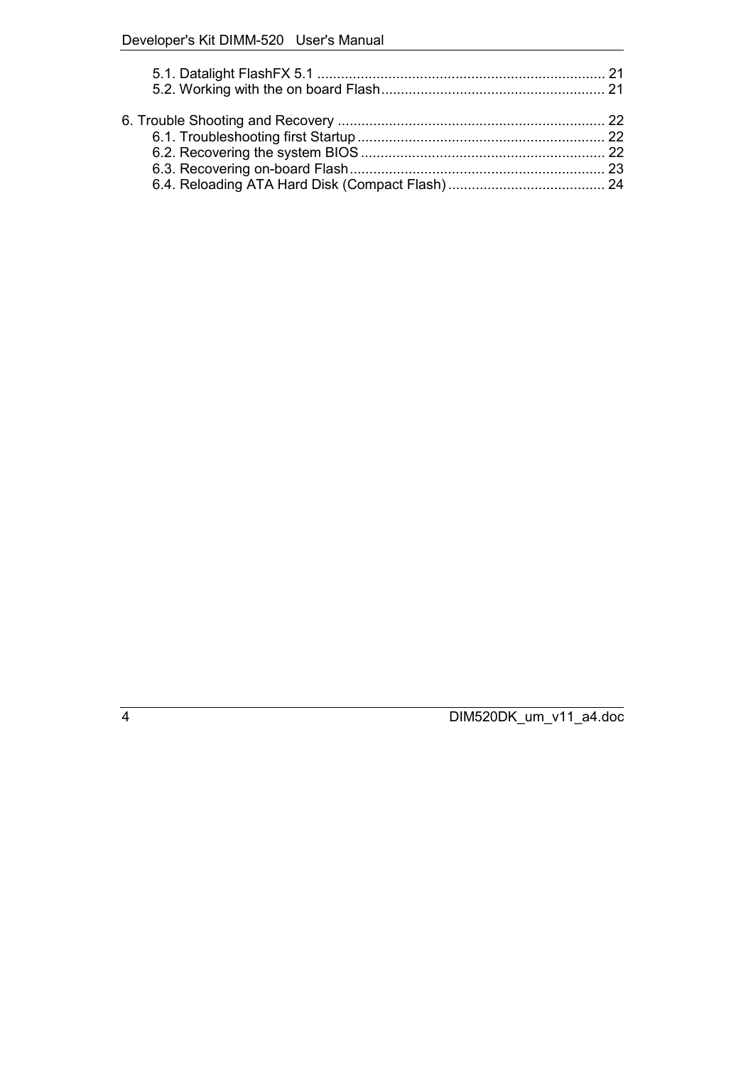5.1. Datalight FlashFX 5.1 ........................................................................ 21
5.2. Working with the on board Flash......................................................... 21

6. Trouble Shooting and Recovery .................................................................... 22
6.1. Troubleshooting first Startup ............................................................... 22
6.2. Recovering the system BIOS ............................................................... 22
6.3. Recovering on-board Flash................................................................. 23
6.4. Reloading ATA Hard Disk (Compact Flash) ........................................ 24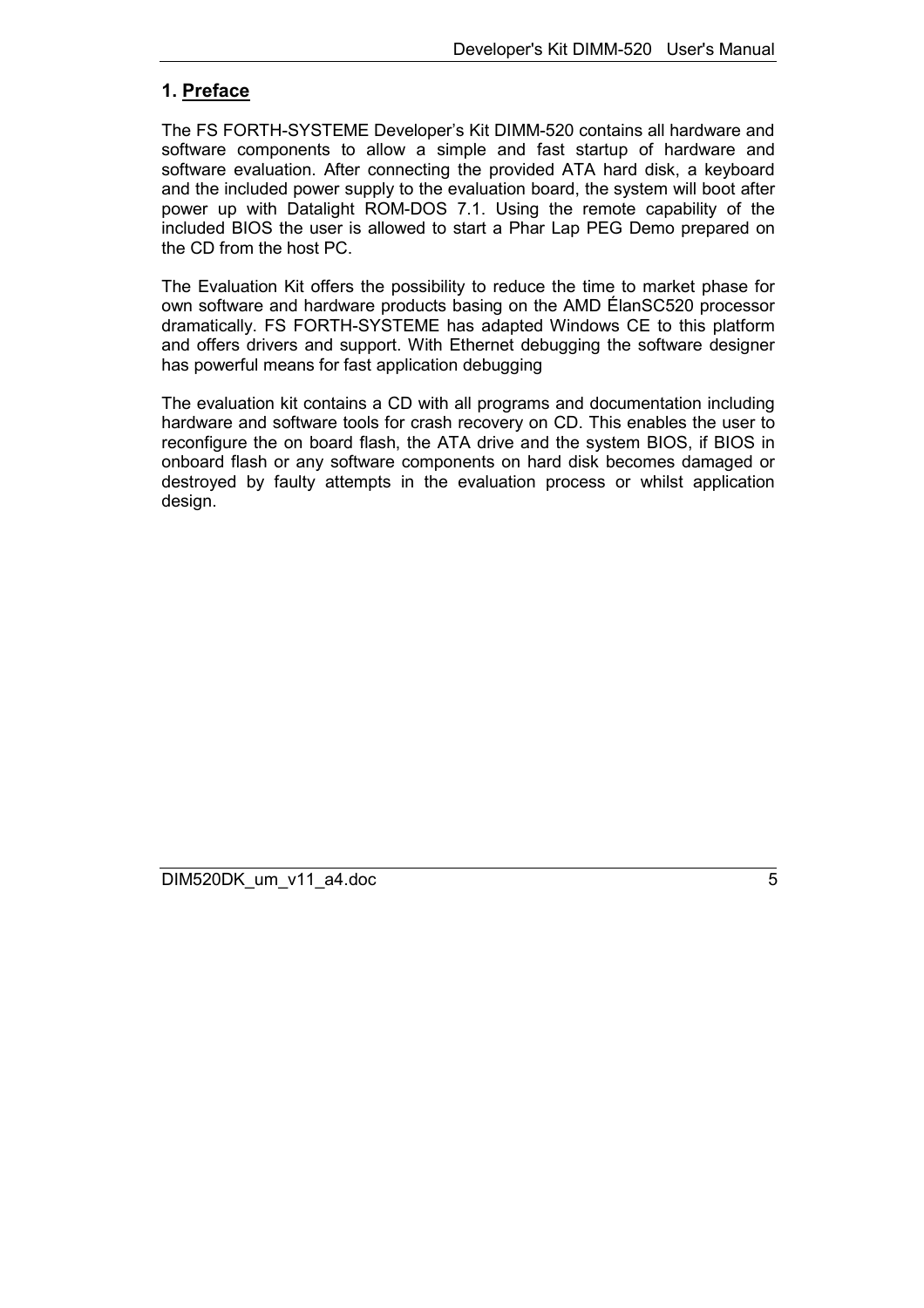# 1. Preface

The FS FORTH-SYSTEME Developer's Kit DIMM-520 contains all hardware and software components to allow a simple and fast startup of hardware and software evaluation. After connecting the provided ATA hard disk, a keyboard and the included power supply to the evaluation board, the system will boot after power up with Datalight ROM-DOS 7.1. Using the remote capability of the included BIOS the user is allowed to start a Phar Lap PEG Demo prepared on the CD from the host PC.

The Evaluation Kit offers the possibility to reduce the time to market phase for own software and hardware products basing on the AMD ÉlanSC520 processor dramatically. FS FORTH-SYSTEME has adapted Windows CE to this platform and offers drivers and support. With Ethernet debugging the software designer has powerful means for fast application debugging

The evaluation kit contains a CD with all programs and documentation including hardware and software tools for crash recovery on CD. This enables the user to reconfigure the on board flash, the ATA drive and the system BIOS, if BIOS in onboard flash or any software components on hard disk becomes damaged or destroyed by faulty attempts in the evaluation process or whilst application design.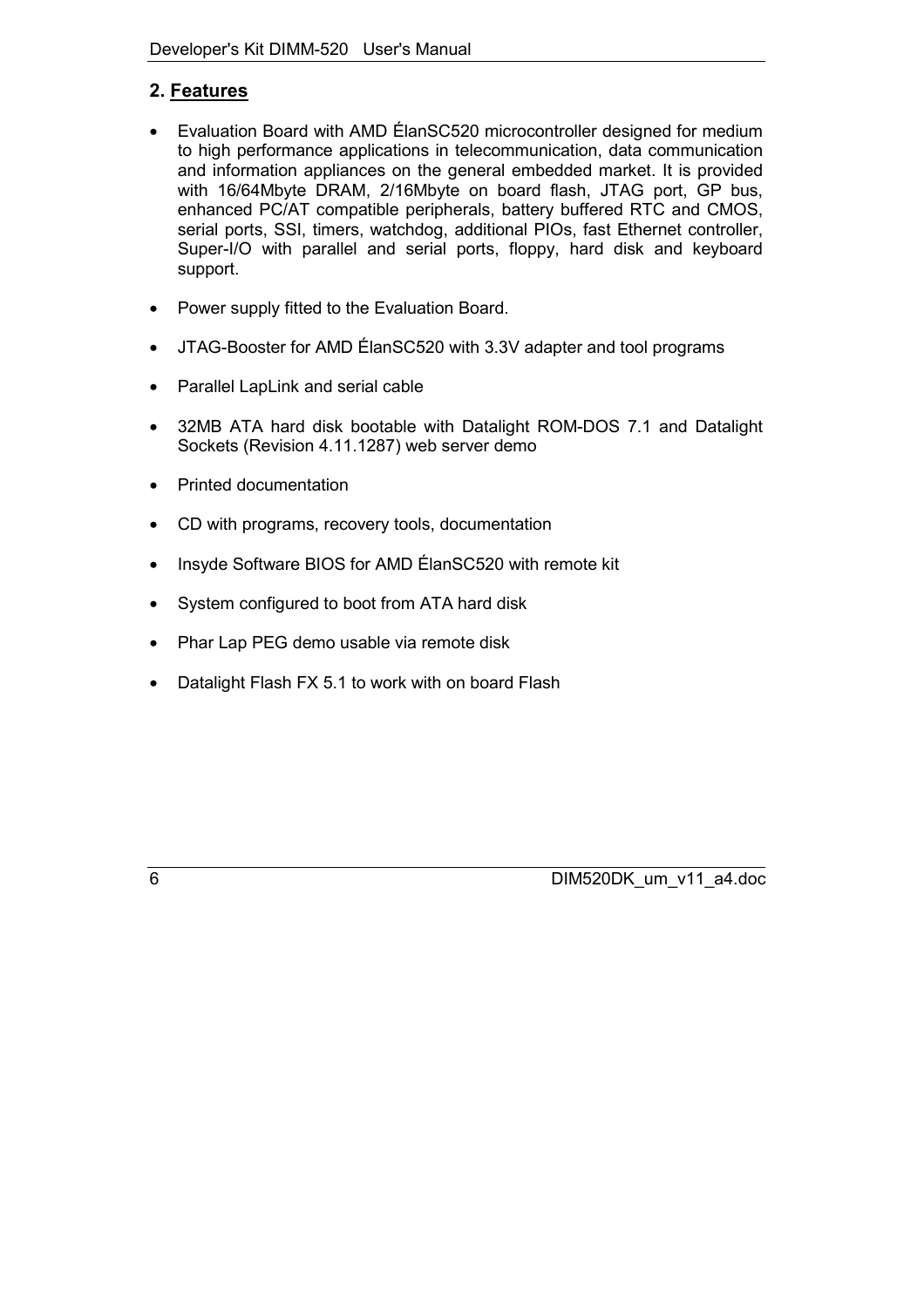## 2. Features

- Evaluation Board with AMD ÉlanSC520 microcontroller designed for medium to high performance applications in telecommunication, data communication and information appliances on the general embedded market. It is provided with 16/64Mbyte DRAM, 2/16Mbyte on board flash, JTAG port, GP bus, enhanced PC/AT compatible peripherals, battery buffered RTC and CMOS, serial ports, SSI, timers, watchdog, additional PIOs, fast Ethernet controller, Super-I/O with parallel and serial ports, floppy, hard disk and keyboard support.
- Power supply fitted to the Evaluation Board.
- JTAG-Booster for AMD ÉlanSC520 with 3.3V adapter and tool programs
- Parallel LapLink and serial cable
- 32MB ATA hard disk bootable with Datalight ROM-DOS 7.1 and Datalight Sockets (Revision 4.11.1287) web server demo
- Printed documentation
- CD with programs, recovery tools, documentation
- Insyde Software BIOS for AMD ÉlanSC520 with remote kit
- System configured to boot from ATA hard disk
- Phar Lap PEG demo usable via remote disk
- Datalight Flash FX 5.1 to work with on board Flash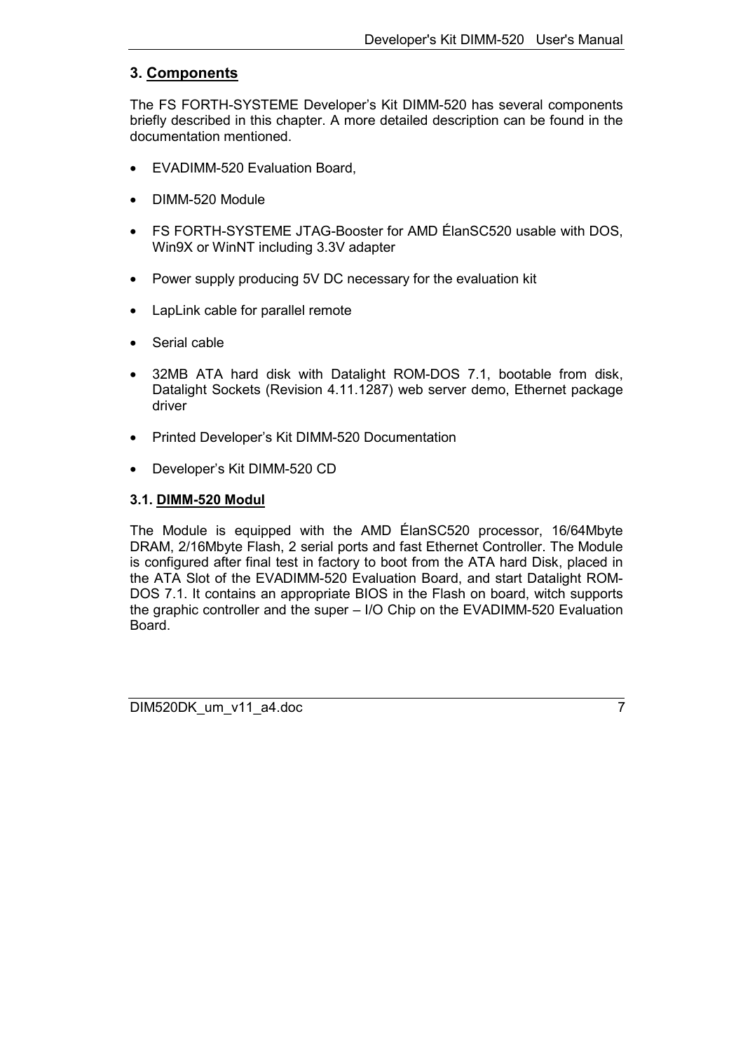## 3. Components

The FS FORTH-SYSTEME Developer's Kit DIMM-520 has several components briefly described in this chapter. A more detailed description can be found in the documentation mentioned.

- EVADIMM-520 Evaluation Board,
- DIMM-520 Module
- FS FORTH-SYSTEME JTAG-Booster for AMD ÉlanSC520 usable with DOS, Win9X or WinNT including 3.3V adapter
- Power supply producing 5V DC necessary for the evaluation kit
- LapLink cable for parallel remote
- Serial cable
- 32MB ATA hard disk with Datalight ROM-DOS 7.1, bootable from disk, Datalight Sockets (Revision 4.11.1287) web server demo, Ethernet package driver
- Printed Developer's Kit DIMM-520 Documentation
- Developer's Kit DIMM-520 CD

### 3.1. DIMM-520 Modul

The Module is equipped with the AMD ÉlanSC520 processor, 16/64Mbyte DRAM, 2/16Mbyte Flash, 2 serial ports and fast Ethernet Controller. The Module is configured after final test in factory to boot from the ATA hard Disk, placed in the ATA Slot of the EVADIMM-520 Evaluation Board, and start Datalight ROM-DOS 7.1. It contains an appropriate BIOS in the Flash on board, witch supports the graphic controller and the super – I/O Chip on the EVADIMM-520 Evaluation Board.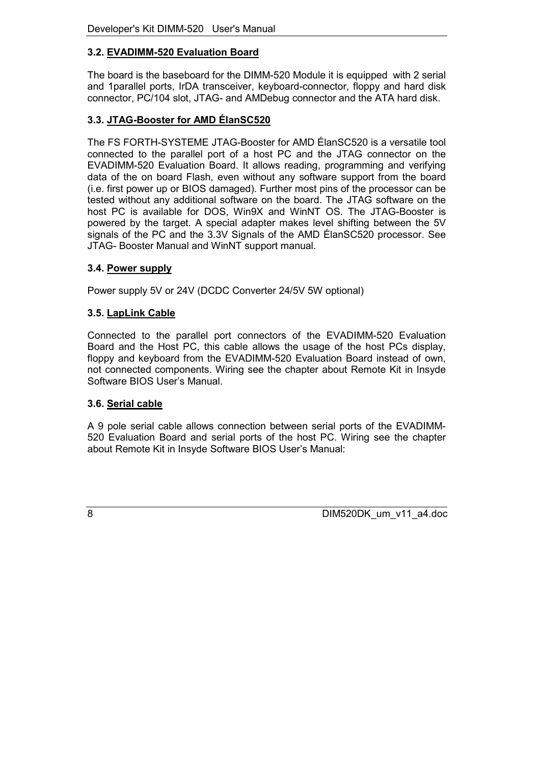### 3.2. EVADIMM-520 Evaluation Board

The board is the baseboard for the DIMM-520 Module it is equipped with 2 serial and 1parallel ports, IrDA transceiver, keyboard-connector, floppy and hard disk connector, PC/104 slot, JTAG- and AMDebug connector and the ATA hard disk.

### 3.3. JTAG-Booster for AMD ÉlanSC520

The FS FORTH-SYSTEME JTAG-Booster for AMD ÉlanSC520 is a versatile tool connected to the parallel port of a host PC and the JTAG connector on the EVADIMM-520 Evaluation Board. It allows reading, programming and verifying data of the on board Flash, even without any software support from the board (i.e. first power up or BIOS damaged). Further most pins of the processor can be tested without any additional software on the board. The JTAG software on the host PC is available for DOS, Win9X and WinNT OS. The JTAG-Booster is powered by the target. A special adapter makes level shifting between the 5V signals of the PC and the 3.3V Signals of the AMD ÉlanSC520 processor. See JTAG- Booster Manual and WinNT support manual.

### 3.4. Power supply

Power supply 5V or 24V (DCDC Converter 24/5V 5W optional)

### 3.5. LapLink Cable

Connected to the parallel port connectors of the EVADIMM-520 Evaluation Board and the Host PC, this cable allows the usage of the host PCs display, floppy and keyboard from the EVADIMM-520 Evaluation Board instead of own, not connected components. Wiring see the chapter about Remote Kit in Insyde Software BIOS User's Manual.

### 3.6. Serial cable

A 9 pole serial cable allows connection between serial ports of the EVADIMM-520 Evaluation Board and serial ports of the host PC. Wiring see the chapter about Remote Kit in Insyde Software BIOS User's Manual: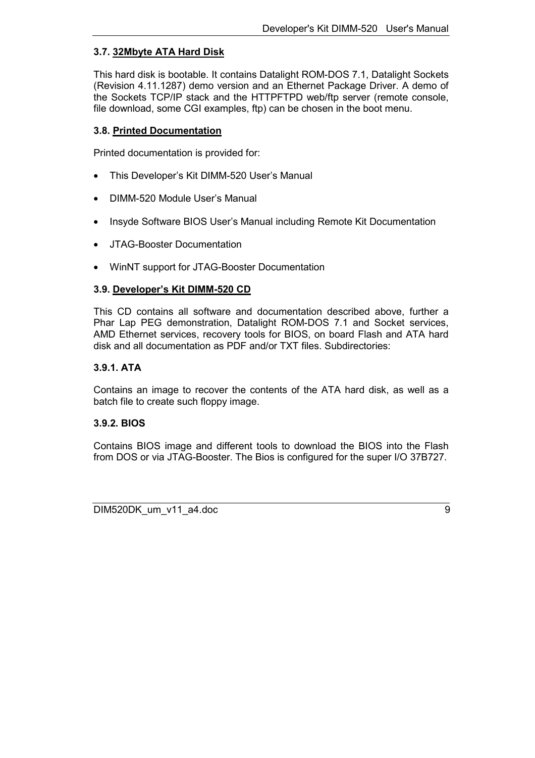### 3.7. 32Mbyte ATA Hard Disk

This hard disk is bootable. It contains Datalight ROM-DOS 7.1, Datalight Sockets (Revision 4.11.1287) demo version and an Ethernet Package Driver. A demo of the Sockets TCP/IP stack and the HTTPFTPD web/ftp server (remote console, file download, some CGI examples, ftp) can be chosen in the boot menu.

### 3.8. Printed Documentation

Printed documentation is provided for:

- This Developer's Kit DIMM-520 User's Manual
- DIMM-520 Module User's Manual
- Insyde Software BIOS User's Manual including Remote Kit Documentation
- JTAG-Booster Documentation
- WinNT support for JTAG-Booster Documentation

### 3.9. Developer's Kit DIMM-520 CD

This CD contains all software and documentation described above, further a Phar Lap PEG demonstration, Datalight ROM-DOS 7.1 and Socket services, AMD Ethernet services, recovery tools for BIOS, on board Flash and ATA hard disk and all documentation as PDF and/or TXT files. Subdirectories:

#### 3.9.1. ATA

Contains an image to recover the contents of the ATA hard disk, as well as a batch file to create such floppy image.

#### 3.9.2. BIOS

Contains BIOS image and different tools to download the BIOS into the Flash from DOS or via JTAG-Booster. The Bios is configured for the super I/O 37B727.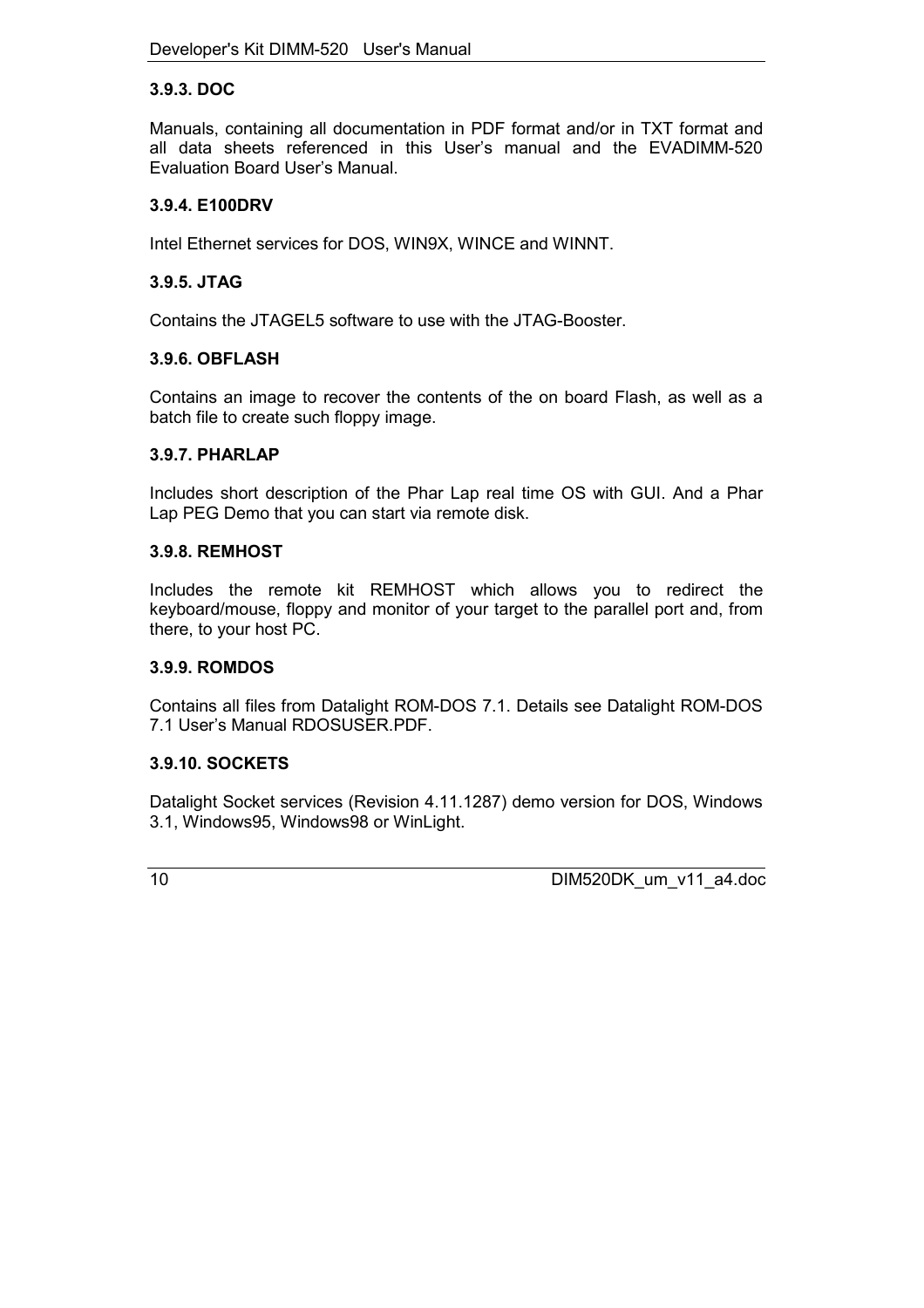### 3.9.3. DOC

Manuals, containing all documentation in PDF format and/or in TXT format and all data sheets referenced in this User's manual and the EVADIMM-520 Evaluation Board User's Manual.

### 3.9.4. E100DRV

Intel Ethernet services for DOS, WIN9X, WINCE and WINNT.

### 3.9.5. JTAG

Contains the JTAGEL5 software to use with the JTAG-Booster.

### 3.9.6. OBFLASH

Contains an image to recover the contents of the on board Flash, as well as a batch file to create such floppy image.

### 3.9.7. PHARLAP

Includes short description of the Phar Lap real time OS with GUI. And a Phar Lap PEG Demo that you can start via remote disk.

### 3.9.8. REMHOST

Includes the remote kit REMHOST which allows you to redirect the keyboard/mouse, floppy and monitor of your target to the parallel port and, from there, to your host PC.

### 3.9.9. ROMDOS

Contains all files from Datalight ROM-DOS 7.1. Details see Datalight ROM-DOS 7.1 User's Manual RDOSUSER.PDF.

### 3.9.10. SOCKETS

Datalight Socket services (Revision 4.11.1287) demo version for DOS, Windows 3.1, Windows95, Windows98 or WinLight.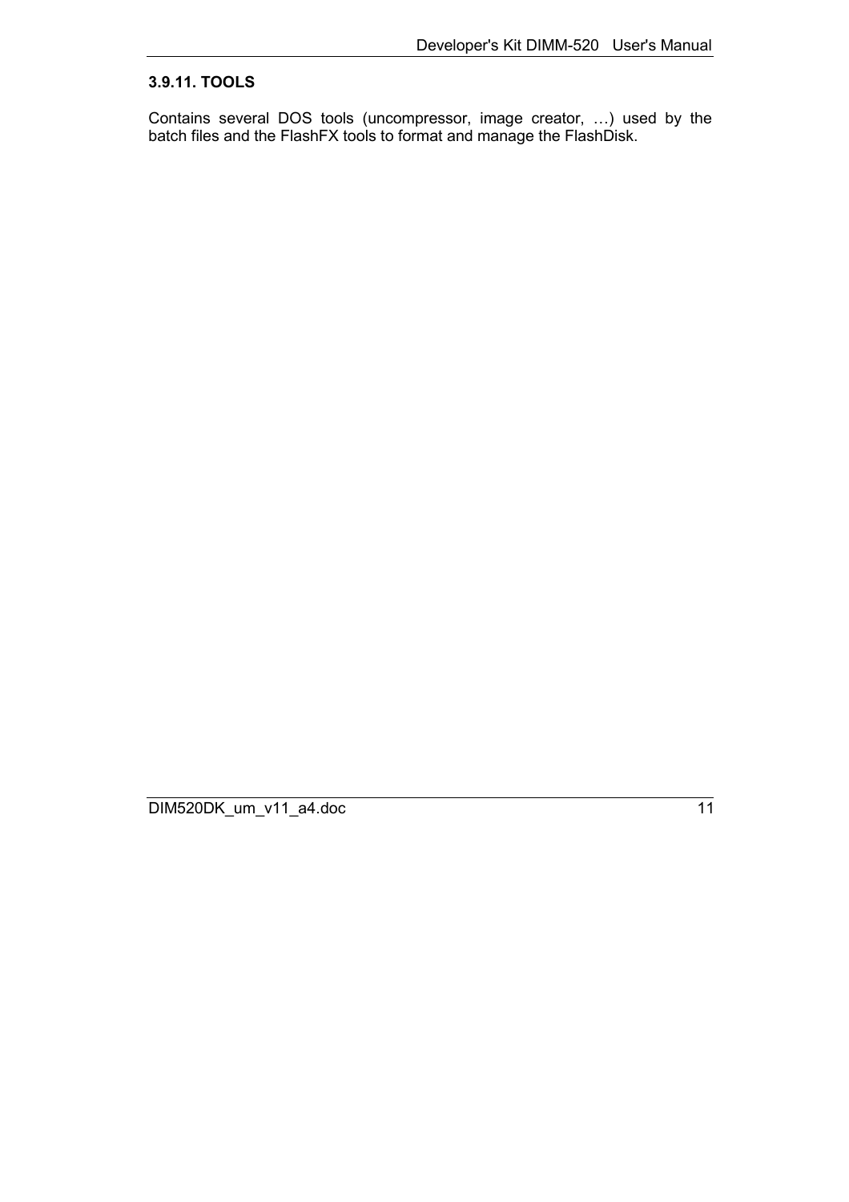#### 3.9.11. TOOLS

Contains several DOS tools (uncompressor, image creator, …) used by the batch files and the FlashFX tools to format and manage the FlashDisk.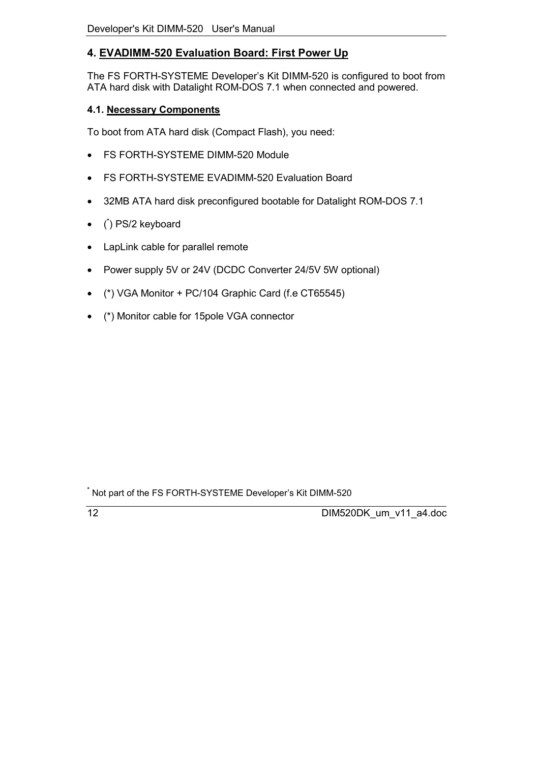## 4. EVADIMM-520 Evaluation Board: First Power Up

The FS FORTH-SYSTEME Developer's Kit DIMM-520 is configured to boot from ATA hard disk with Datalight ROM-DOS 7.1 when connected and powered.

### 4.1. Necessary Components

To boot from ATA hard disk (Compact Flash), you need:

- FS FORTH-SYSTEME DIMM-520 Module
- FS FORTH-SYSTEME EVADIMM-520 Evaluation Board
- 32MB ATA hard disk preconfigured bootable for Datalight ROM-DOS 7.1
- (*) PS/2 keyboard
- LapLink cable for parallel remote
- Power supply 5V or 24V (DCDC Converter 24/5V 5W optional)
- (*) VGA Monitor + PC/104 Graphic Card (f.e CT65545)
- (*) Monitor cable for 15pole VGA connector

* Not part of the FS FORTH-SYSTEME Developer's Kit DIMM-520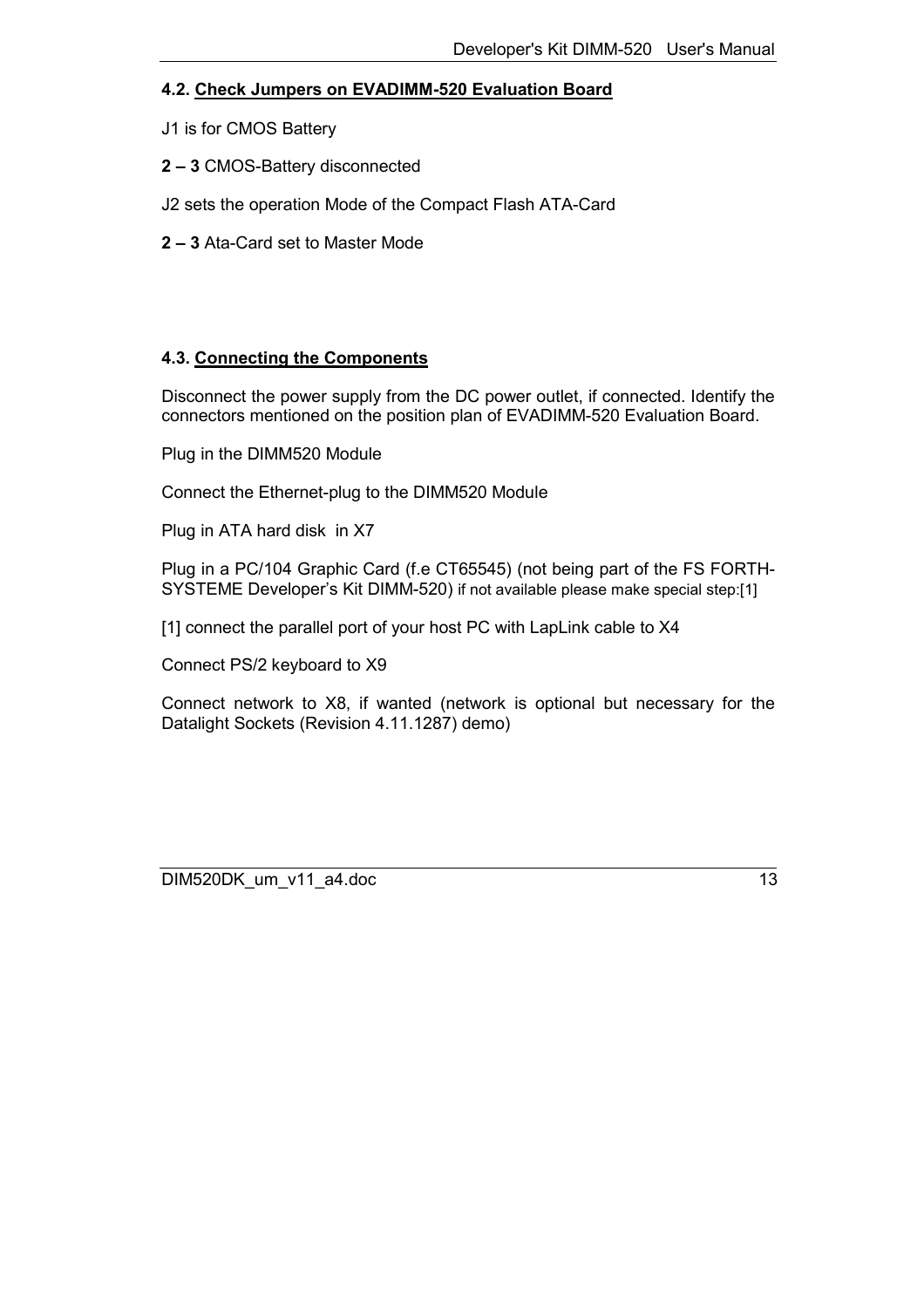### 4.2. Check Jumpers on EVADIMM-520 Evaluation Board

J1 is for CMOS Battery

**2 – 3** CMOS-Battery disconnected

J2 sets the operation Mode of the Compact Flash ATA-Card

**2 – 3** Ata-Card set to Master Mode

### 4.3. Connecting the Components

Disconnect the power supply from the DC power outlet, if connected. Identify the connectors mentioned on the position plan of EVADIMM-520 Evaluation Board.

Plug in the DIMM520 Module

Connect the Ethernet-plug to the DIMM520 Module

Plug in ATA hard disk in X7

Plug in a PC/104 Graphic Card (f.e CT65545) (not being part of the FS FORTH-SYSTEME Developer's Kit DIMM-520) if not available please make special step:[1]

[1] connect the parallel port of your host PC with LapLink cable to X4

Connect PS/2 keyboard to X9

Connect network to X8, if wanted (network is optional but necessary for the Datalight Sockets (Revision 4.11.1287) demo)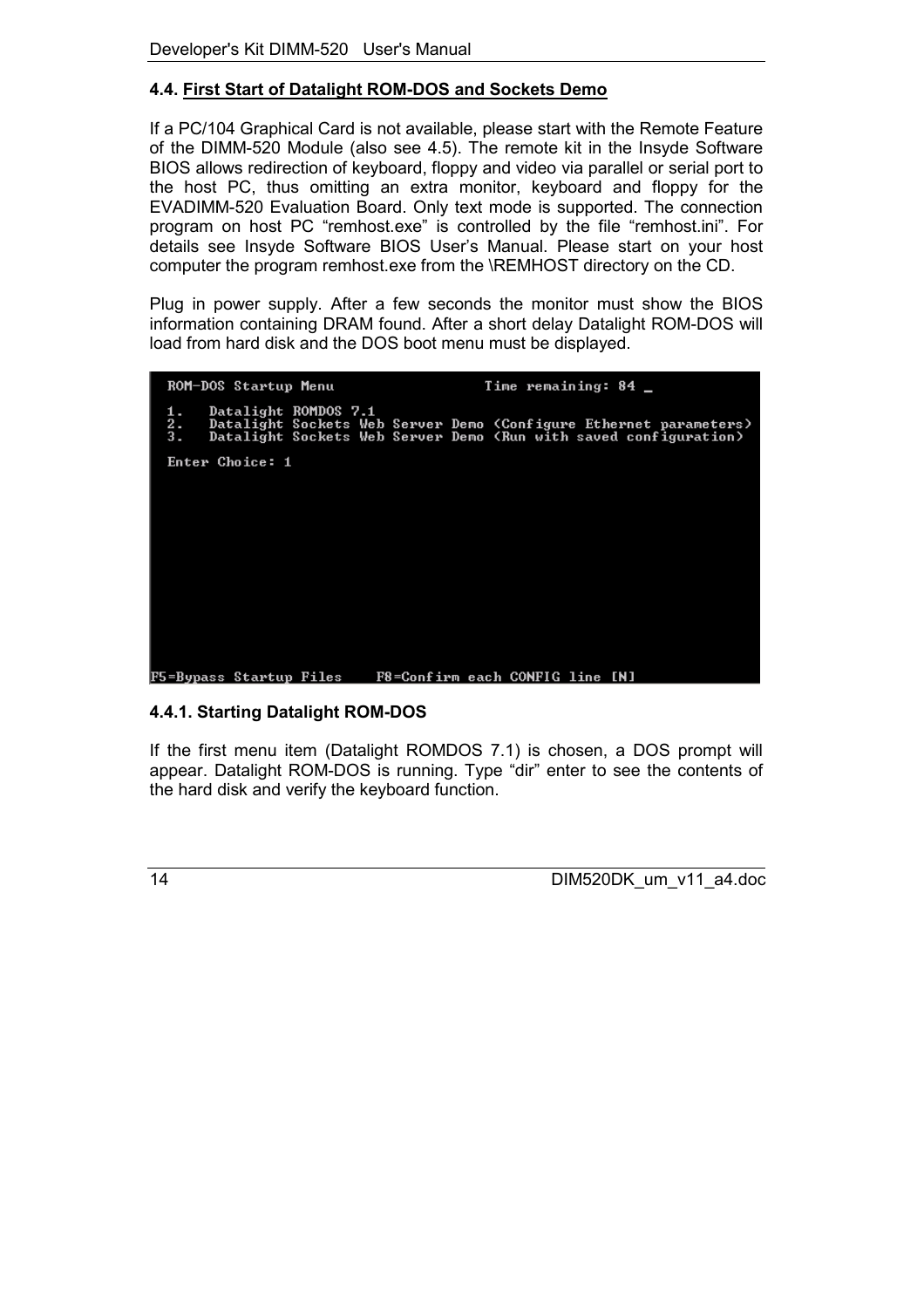## 4.4. First Start of Datalight ROM-DOS and Sockets Demo

If a PC/104 Graphical Card is not available, please start with the Remote Feature of the DIMM-520 Module (also see 4.5). The remote kit in the Insyde Software BIOS allows redirection of keyboard, floppy and video via parallel or serial port to the host PC, thus omitting an extra monitor, keyboard and floppy for the EVADIMM-520 Evaluation Board. Only text mode is supported. The connection program on host PC “remhost.exe” is controlled by the file “remhost.ini”. For details see Insyde Software BIOS User’s Manual. Please start on your host computer the program remhost.exe from the \REMHOST directory on the CD.

Plug in power supply. After a few seconds the monitor must show the BIOS information containing DRAM found. After a short delay Datalight ROM-DOS will load from hard disk and the DOS boot menu must be displayed.

```
ROM-DOS Startup Menu                    Time remaining: 84 _

1.   Datalight ROMDOS 7.1
2.   Datalight Sockets Web Server Demo (Configure Ethernet parameters)
3.   Datalight Sockets Web Server Demo (Run with saved configuration)

Enter Choice: 1










F5=Bypass Startup Files    F8=Confirm each CONFIG line [N]
```

### 4.4.1. Starting Datalight ROM-DOS

If the first menu item (Datalight ROMDOS 7.1) is chosen, a DOS prompt will appear. Datalight ROM-DOS is running. Type “dir” enter to see the contents of the hard disk and verify the keyboard function.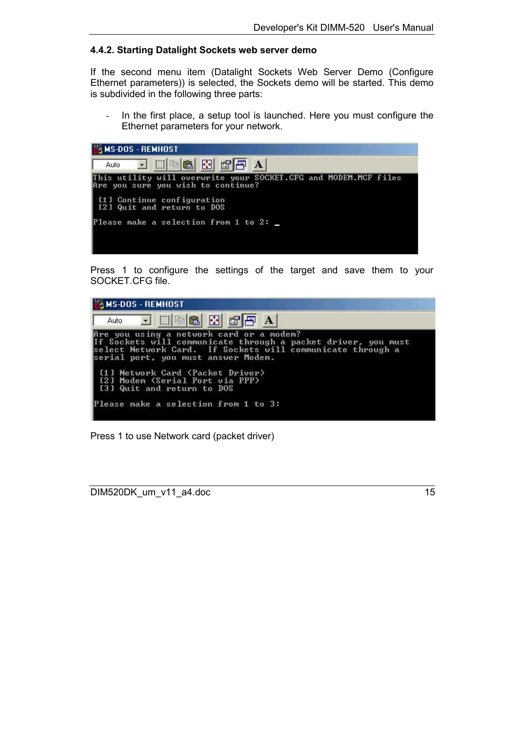### 4.4.2. Starting Datalight Sockets web server demo

If the second menu item (Datalight Sockets Web Server Demo (Configure Ethernet parameters)) is selected, the Sockets demo will be started. This demo is subdivided in the following three parts:

- In the first place, a setup tool is launched. Here you must configure the Ethernet parameters for your network.

```
This utility will overwrite your SOCKET.CFG and MODEM.MCF files
Are you sure you wish to continue?

 [1] Continue configuration
 [2] Quit and return to DOS

Please make a selection from 1 to 2: _
```

Press 1 to configure the settings of the target and save them to your SOCKET.CFG file.

```
Are you using a network card or a modem?
If Sockets will communicate through a packet driver, you must
select Network Card.  If Sockets will communicate through a
serial port, you must answer Modem.

 [1] Network Card (Packet Driver)
 [2] Modem (Serial Port via PPP)
 [3] Quit and return to DOS

Please make a selection from 1 to 3:
```

Press 1 to use Network card (packet driver)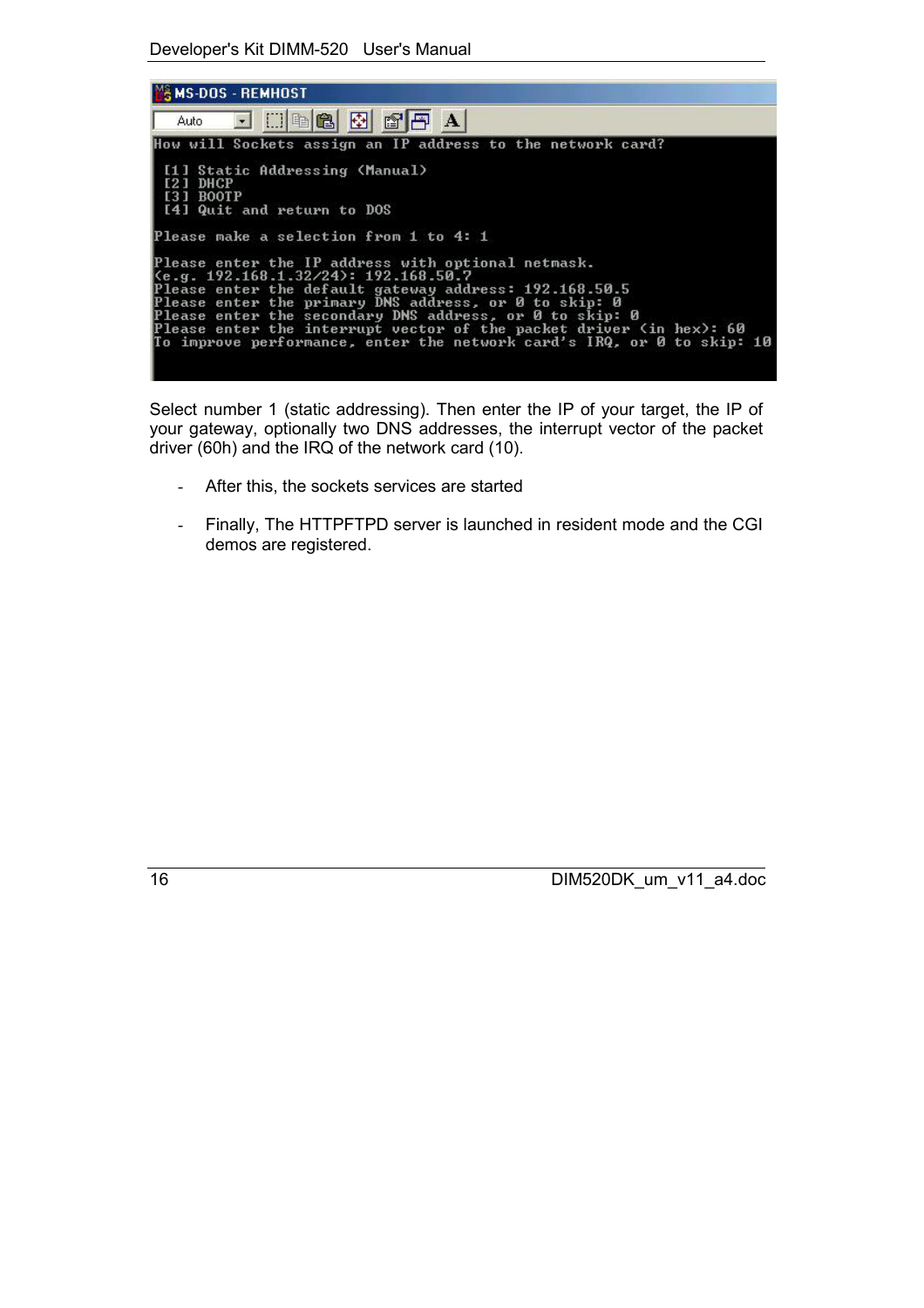```
MS-DOS - REMHOST

How will Sockets assign an IP address to the network card?

 [1] Static Addressing (Manual)
 [2] DHCP
 [3] BOOTP
 [4] Quit and return to DOS

Please make a selection from 1 to 4: 1

Please enter the IP address with optional netmask.
(e.g. 192.168.1.32/24): 192.168.50.7
Please enter the default gateway address: 192.168.50.5
Please enter the primary DNS address, or 0 to skip: 0
Please enter the secondary DNS address, or 0 to skip: 0
Please enter the interrupt vector of the packet driver (in hex): 60
To improve performance, enter the network card's IRQ, or 0 to skip: 10
```

Select number 1 (static addressing). Then enter the IP of your target, the IP of your gateway, optionally two DNS addresses, the interrupt vector of the packet driver (60h) and the IRQ of the network card (10).

- After this, the sockets services are started

- Finally, The HTTPFTPD server is launched in resident mode and the CGI demos are registered.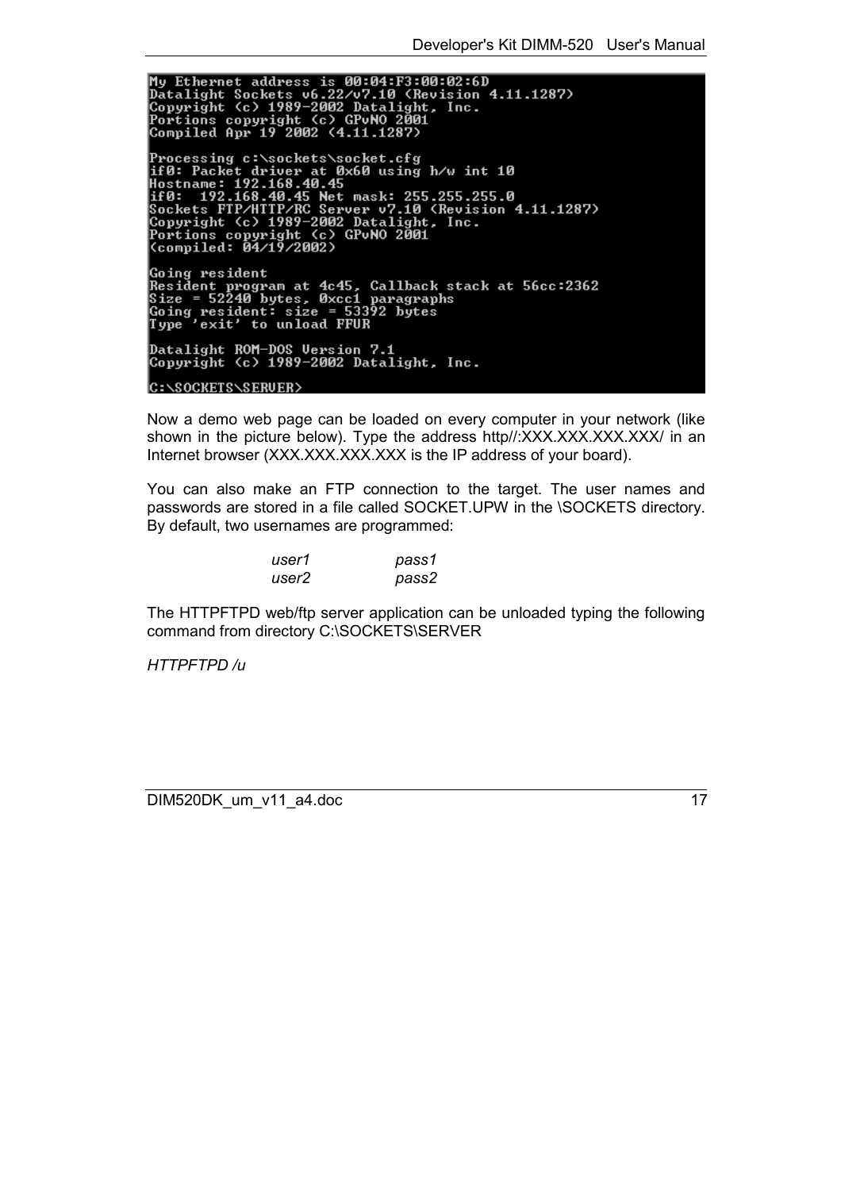```
My Ethernet address is 00:04:F3:00:02:6D
Datalight Sockets v6.22/v7.10 (Revision 4.11.1287)
Copyright (c) 1989-2002 Datalight, Inc.
Portions copyright (c) GPvNO 2001
Compiled Apr 19 2002 (4.11.1287)

Processing c:\sockets\socket.cfg
if0: Packet driver at 0x60 using h/w int 10
Hostname: 192.168.40.45
if0:  192.168.40.45 Net mask: 255.255.255.0
Sockets FTP/HTTP/RC Server v7.10 (Revision 4.11.1287)
Copyright (c) 1989-2002 Datalight, Inc.
Portions copyright (c) GPvNO 2001
(compiled: 04/19/2002)

Going resident
Resident program at 4c45, Callback stack at 56cc:2362
Size = 52240 bytes, 0xcc1 paragraphs
Going resident: size = 53392 bytes
Type 'exit' to unload FFUR

Datalight ROM-DOS Version 7.1
Copyright (c) 1989-2002 Datalight, Inc.

C:\SOCKETS\SERVER>
```

Now a demo web page can be loaded on every computer in your network (like shown in the picture below). Type the address http//:XXX.XXX.XXX.XXX/ in an Internet browser (XXX.XXX.XXX.XXX is the IP address of your board).

You can also make an FTP connection to the target. The user names and passwords are stored in a file called SOCKET.UPW in the \SOCKETS directory. By default, two usernames are programmed:

| | |
|---|---|
| *user1* | *pass1* |
| *user2* | *pass2* |

The HTTPFTPD web/ftp server application can be unloaded typing the following command from directory C:\SOCKETS\SERVER

*HTTPFTPD /u*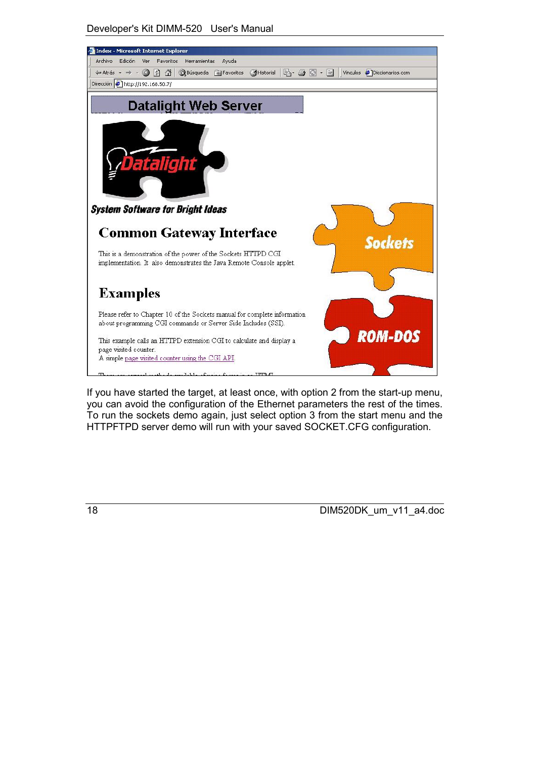If you have started the target, at least once, with option 2 from the start-up menu, you can avoid the configuration of the Ethernet parameters the rest of the times. To run the sockets demo again, just select option 3 from the start menu and the HTTPFTPD server demo will run with your saved SOCKET.CFG configuration.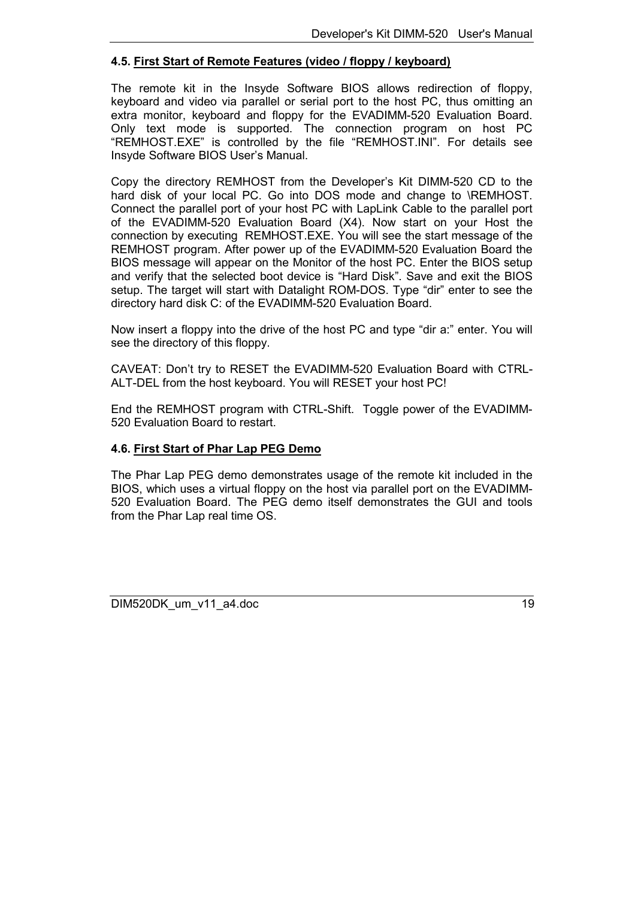### 4.5. First Start of Remote Features (video / floppy / keyboard)

The remote kit in the Insyde Software BIOS allows redirection of floppy, keyboard and video via parallel or serial port to the host PC, thus omitting an extra monitor, keyboard and floppy for the EVADIMM-520 Evaluation Board. Only text mode is supported. The connection program on host PC “REMHOST.EXE” is controlled by the file “REMHOST.INI”. For details see Insyde Software BIOS User’s Manual.

Copy the directory REMHOST from the Developer’s Kit DIMM-520 CD to the hard disk of your local PC. Go into DOS mode and change to \REMHOST. Connect the parallel port of your host PC with LapLink Cable to the parallel port of the EVADIMM-520 Evaluation Board (X4). Now start on your Host the connection by executing REMHOST.EXE. You will see the start message of the REMHOST program. After power up of the EVADIMM-520 Evaluation Board the BIOS message will appear on the Monitor of the host PC. Enter the BIOS setup and verify that the selected boot device is “Hard Disk”. Save and exit the BIOS setup. The target will start with Datalight ROM-DOS. Type “dir” enter to see the directory hard disk C: of the EVADIMM-520 Evaluation Board.

Now insert a floppy into the drive of the host PC and type “dir a:” enter. You will see the directory of this floppy.

CAVEAT: Don’t try to RESET the EVADIMM-520 Evaluation Board with CTRL-ALT-DEL from the host keyboard. You will RESET your host PC!

End the REMHOST program with CTRL-Shift. Toggle power of the EVADIMM-520 Evaluation Board to restart.

### 4.6. First Start of Phar Lap PEG Demo

The Phar Lap PEG demo demonstrates usage of the remote kit included in the BIOS, which uses a virtual floppy on the host via parallel port on the EVADIMM-520 Evaluation Board. The PEG demo itself demonstrates the GUI and tools from the Phar Lap real time OS.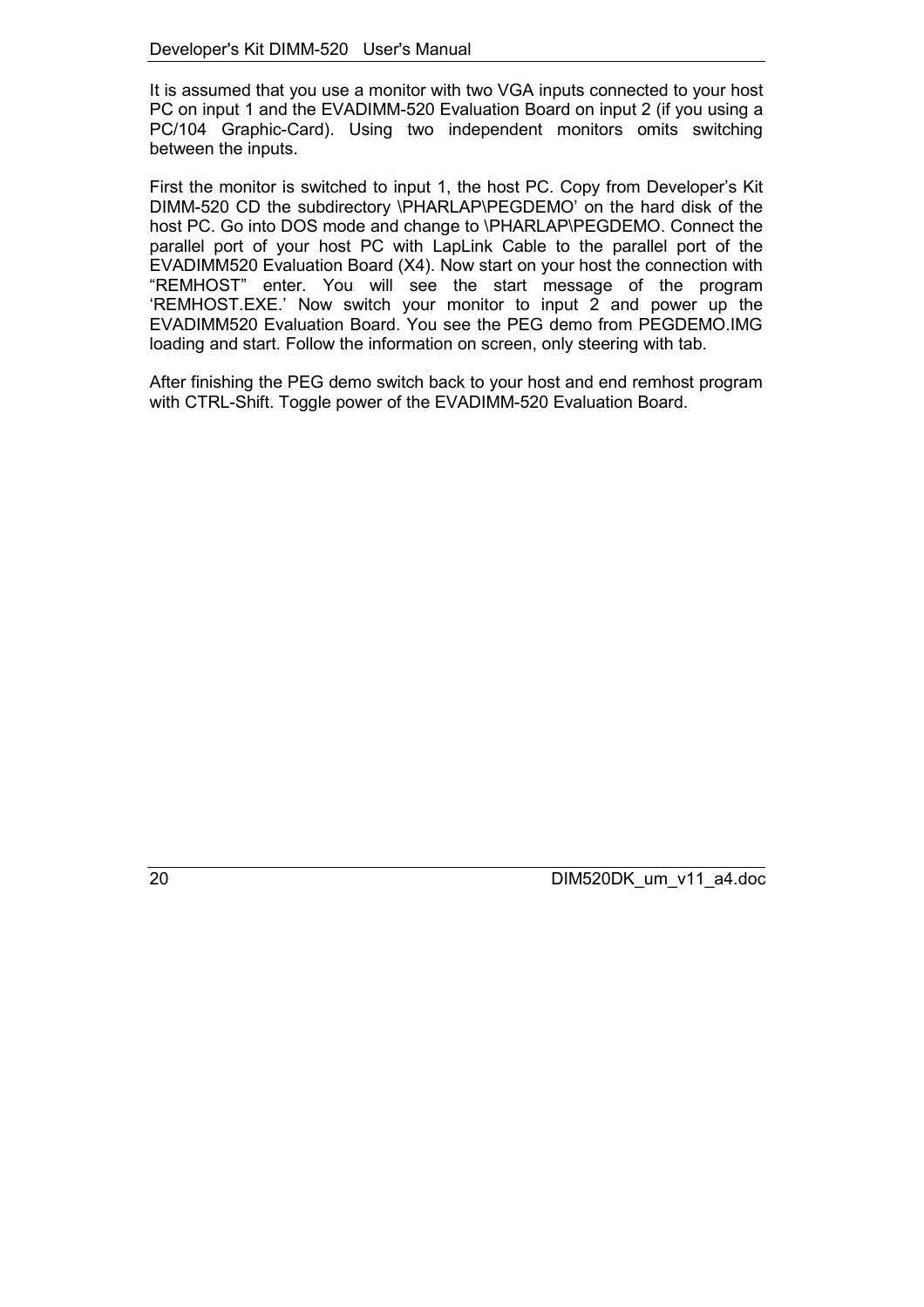It is assumed that you use a monitor with two VGA inputs connected to your host PC on input 1 and the EVADIMM-520 Evaluation Board on input 2 (if you using a PC/104 Graphic-Card). Using two independent monitors omits switching between the inputs.

First the monitor is switched to input 1, the host PC. Copy from Developer's Kit DIMM-520 CD the subdirectory \PHARLAP\PEGDEMO' on the hard disk of the host PC. Go into DOS mode and change to \PHARLAP\PEGDEMO. Connect the parallel port of your host PC with LapLink Cable to the parallel port of the EVADIMM520 Evaluation Board (X4). Now start on your host the connection with "REMHOST" enter. You will see the start message of the program 'REMHOST.EXE.' Now switch your monitor to input 2 and power up the EVADIMM520 Evaluation Board. You see the PEG demo from PEGDEMO.IMG loading and start. Follow the information on screen, only steering with tab.

After finishing the PEG demo switch back to your host and end remhost program with CTRL-Shift. Toggle power of the EVADIMM-520 Evaluation Board.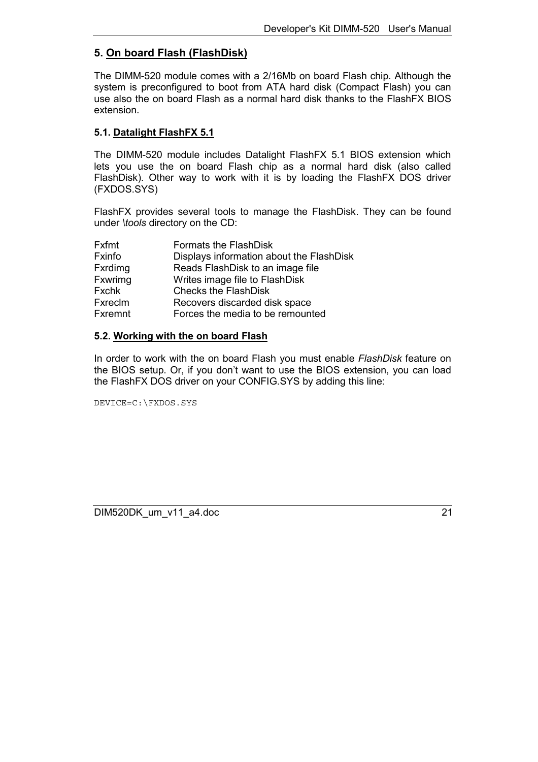## 5. On board Flash (FlashDisk)

The DIMM-520 module comes with a 2/16Mb on board Flash chip. Although the system is preconfigured to boot from ATA hard disk (Compact Flash) you can use also the on board Flash as a normal hard disk thanks to the FlashFX BIOS extension.

### 5.1. Datalight FlashFX 5.1

The DIMM-520 module includes Datalight FlashFX 5.1 BIOS extension which lets you use the on board Flash chip as a normal hard disk (also called FlashDisk). Other way to work with it is by loading the FlashFX DOS driver (FXDOS.SYS)

FlashFX provides several tools to manage the FlashDisk. They can be found under *\tools* directory on the CD:

| | |
|---|---|
| Fxfmt | Formats the FlashDisk |
| Fxinfo | Displays information about the FlashDisk |
| Fxrdimg | Reads FlashDisk to an image file |
| Fxwrimg | Writes image file to FlashDisk |
| Fxchk | Checks the FlashDisk |
| Fxreclm | Recovers discarded disk space |
| Fxremnt | Forces the media to be remounted |

### 5.2. Working with the on board Flash

In order to work with the on board Flash you must enable *FlashDisk* feature on the BIOS setup. Or, if you don't want to use the BIOS extension, you can load the FlashFX DOS driver on your CONFIG.SYS by adding this line:

```
DEVICE=C:\FXDOS.SYS
```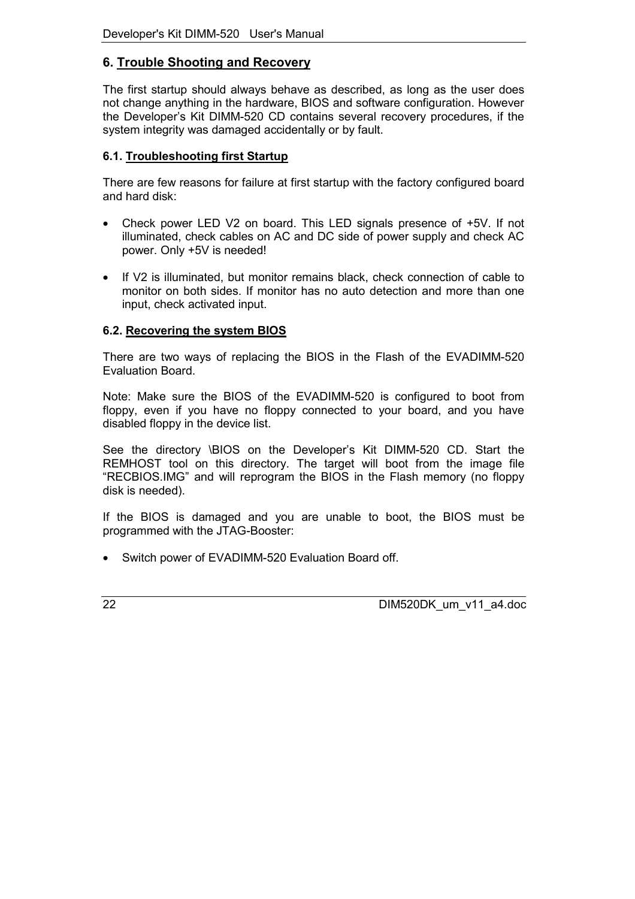## 6. Trouble Shooting and Recovery

The first startup should always behave as described, as long as the user does not change anything in the hardware, BIOS and software configuration. However the Developer's Kit DIMM-520 CD contains several recovery procedures, if the system integrity was damaged accidentally or by fault.

### 6.1. Troubleshooting first Startup

There are few reasons for failure at first startup with the factory configured board and hard disk:

- Check power LED V2 on board. This LED signals presence of +5V. If not illuminated, check cables on AC and DC side of power supply and check AC power. Only +5V is needed!
- If V2 is illuminated, but monitor remains black, check connection of cable to monitor on both sides. If monitor has no auto detection and more than one input, check activated input.

### 6.2. Recovering the system BIOS

There are two ways of replacing the BIOS in the Flash of the EVADIMM-520 Evaluation Board.

Note: Make sure the BIOS of the EVADIMM-520 is configured to boot from floppy, even if you have no floppy connected to your board, and you have disabled floppy in the device list.

See the directory \BIOS on the Developer's Kit DIMM-520 CD. Start the REMHOST tool on this directory. The target will boot from the image file "RECBIOS.IMG" and will reprogram the BIOS in the Flash memory (no floppy disk is needed).

If the BIOS is damaged and you are unable to boot, the BIOS must be programmed with the JTAG-Booster:

- Switch power of EVADIMM-520 Evaluation Board off.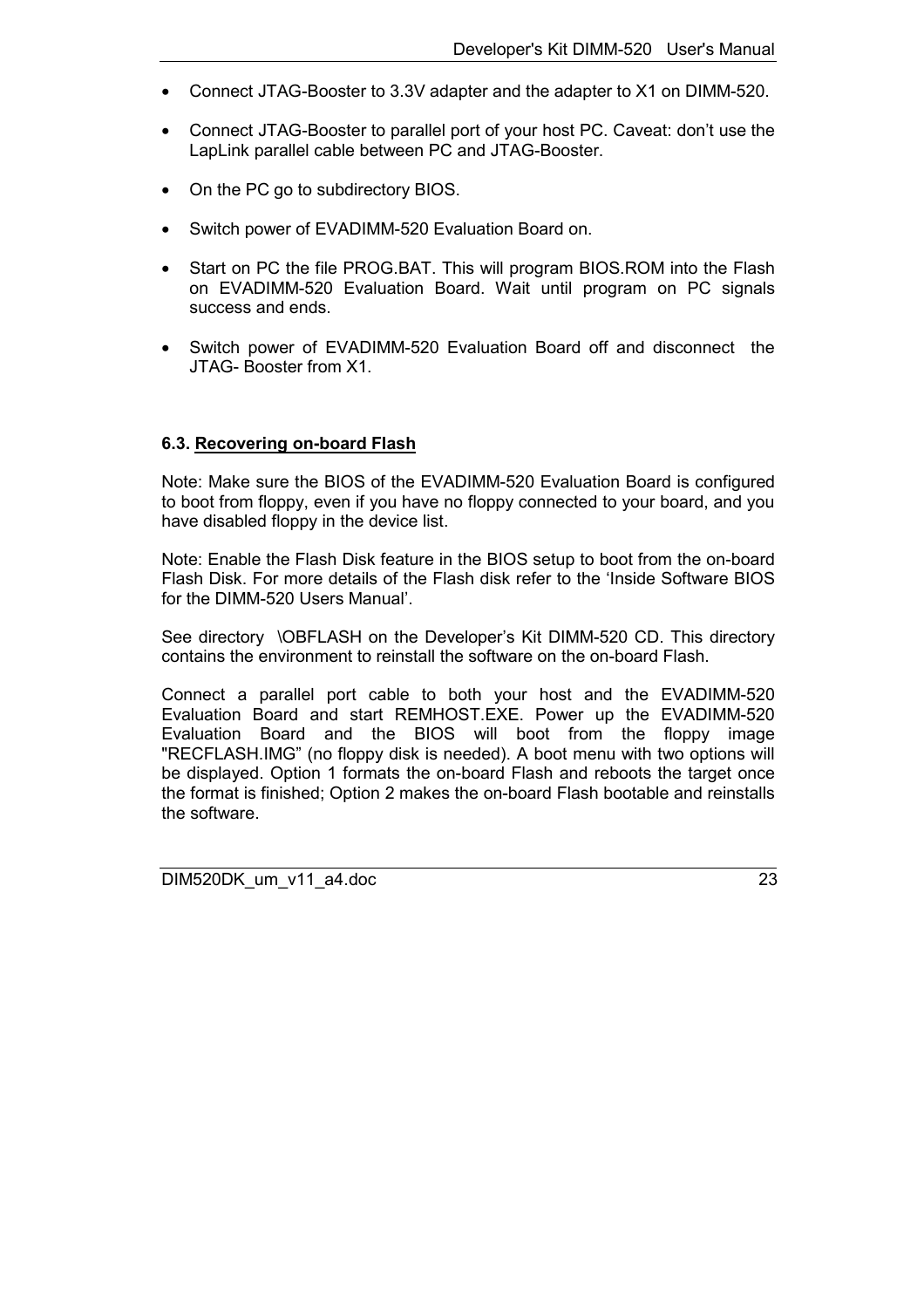- Connect JTAG-Booster to 3.3V adapter and the adapter to X1 on DIMM-520.
- Connect JTAG-Booster to parallel port of your host PC. Caveat: don't use the LapLink parallel cable between PC and JTAG-Booster.
- On the PC go to subdirectory BIOS.
- Switch power of EVADIMM-520 Evaluation Board on.
- Start on PC the file PROG.BAT. This will program BIOS.ROM into the Flash on EVADIMM-520 Evaluation Board. Wait until program on PC signals success and ends.
- Switch power of EVADIMM-520 Evaluation Board off and disconnect the JTAG- Booster from X1.

### 6.3. Recovering on-board Flash

Note: Make sure the BIOS of the EVADIMM-520 Evaluation Board is configured to boot from floppy, even if you have no floppy connected to your board, and you have disabled floppy in the device list.

Note: Enable the Flash Disk feature in the BIOS setup to boot from the on-board Flash Disk. For more details of the Flash disk refer to the 'Inside Software BIOS for the DIMM-520 Users Manual'.

See directory \OBFLASH on the Developer's Kit DIMM-520 CD. This directory contains the environment to reinstall the software on the on-board Flash.

Connect a parallel port cable to both your host and the EVADIMM-520 Evaluation Board and start REMHOST.EXE. Power up the EVADIMM-520 Evaluation Board and the BIOS will boot from the floppy image "RECFLASH.IMG" (no floppy disk is needed). A boot menu with two options will be displayed. Option 1 formats the on-board Flash and reboots the target once the format is finished; Option 2 makes the on-board Flash bootable and reinstalls the software.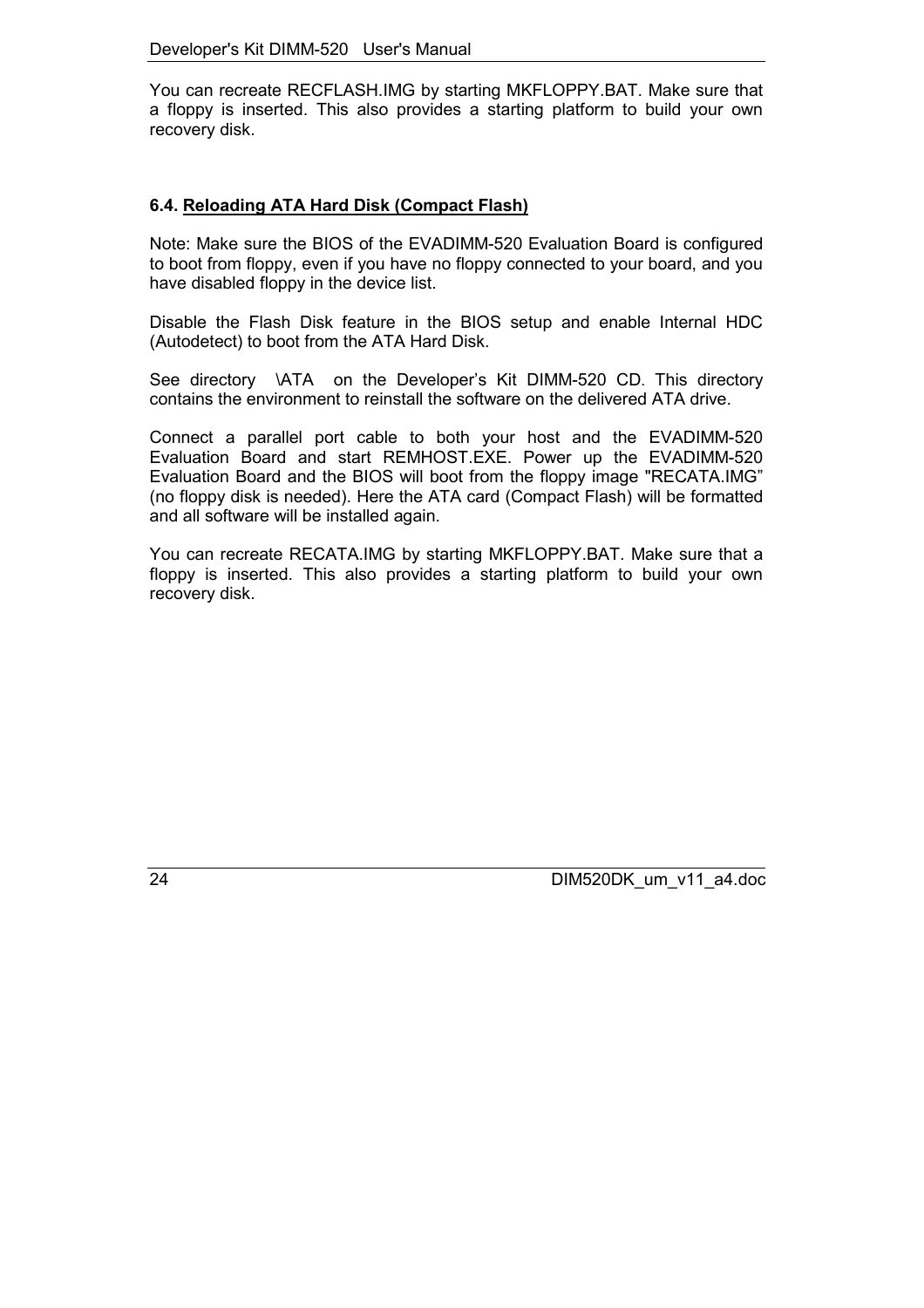You can recreate RECFLASH.IMG by starting MKFLOPPY.BAT. Make sure that a floppy is inserted. This also provides a starting platform to build your own recovery disk.

## 6.4. Reloading ATA Hard Disk (Compact Flash)

Note: Make sure the BIOS of the EVADIMM-520 Evaluation Board is configured to boot from floppy, even if you have no floppy connected to your board, and you have disabled floppy in the device list.

Disable the Flash Disk feature in the BIOS setup and enable Internal HDC (Autodetect) to boot from the ATA Hard Disk.

See directory \ATA on the Developer's Kit DIMM-520 CD. This directory contains the environment to reinstall the software on the delivered ATA drive.

Connect a parallel port cable to both your host and the EVADIMM-520 Evaluation Board and start REMHOST.EXE. Power up the EVADIMM-520 Evaluation Board and the BIOS will boot from the floppy image "RECATA.IMG" (no floppy disk is needed). Here the ATA card (Compact Flash) will be formatted and all software will be installed again.

You can recreate RECATA.IMG by starting MKFLOPPY.BAT. Make sure that a floppy is inserted. This also provides a starting platform to build your own recovery disk.